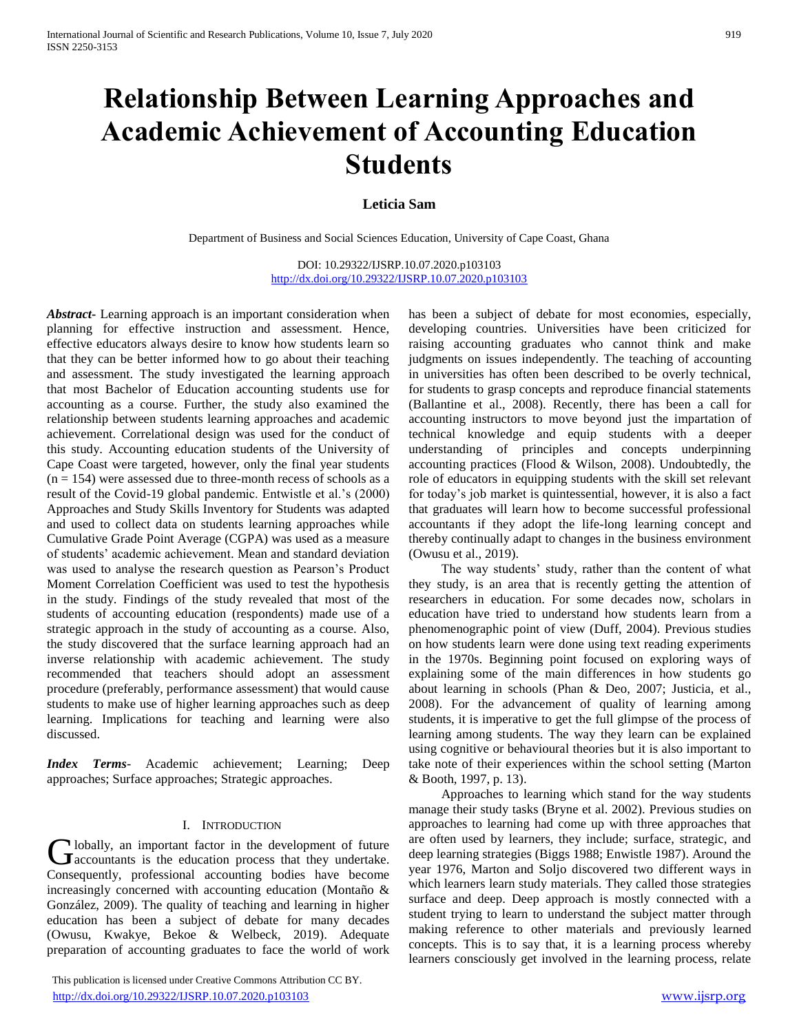# Relationship Between Learning Approaches and Academic Achievement of Accounting Education Students

**Leticia Sam**

Department of Business and Social Sciences Education, University of Cape Coast, Ghana

DOI: 10.29322/IJSRP.10.07.2020.p103103
http://dx.doi.org/10.29322/IJSRP.10.07.2020.p103103

***Abstract***- Learning approach is an important consideration when planning for effective instruction and assessment. Hence, effective educators always desire to know how students learn so that they can be better informed how to go about their teaching and assessment. The study investigated the learning approach that most Bachelor of Education accounting students use for accounting as a course. Further, the study also examined the relationship between students learning approaches and academic achievement. Correlational design was used for the conduct of this study. Accounting education students of the University of Cape Coast were targeted, however, only the final year students (n = 154) were assessed due to three-month recess of schools as a result of the Covid-19 global pandemic. Entwistle et al.'s (2000) Approaches and Study Skills Inventory for Students was adapted and used to collect data on students learning approaches while Cumulative Grade Point Average (CGPA) was used as a measure of students' academic achievement. Mean and standard deviation was used to analyse the research question as Pearson's Product Moment Correlation Coefficient was used to test the hypothesis in the study. Findings of the study revealed that most of the students of accounting education (respondents) made use of a strategic approach in the study of accounting as a course. Also, the study discovered that the surface learning approach had an inverse relationship with academic achievement. The study recommended that teachers should adopt an assessment procedure (preferably, performance assessment) that would cause students to make use of higher learning approaches such as deep learning. Implications for teaching and learning were also discussed.

***Index Terms***- Academic achievement; Learning; Deep approaches; Surface approaches; Strategic approaches.

## I. Introduction

Globally, an important factor in the development of future accountants is the education process that they undertake. Consequently, professional accounting bodies have become increasingly concerned with accounting education (Montaño & González, 2009). The quality of teaching and learning in higher education has been a subject of debate for many decades (Owusu, Kwakye, Bekoe & Welbeck, 2019). Adequate preparation of accounting graduates to face the world of work has been a subject of debate for most economies, especially, developing countries. Universities have been criticized for raising accounting graduates who cannot think and make judgments on issues independently. The teaching of accounting in universities has often been described to be overly technical, for students to grasp concepts and reproduce financial statements (Ballantine et al., 2008). Recently, there has been a call for accounting instructors to move beyond just the impartation of technical knowledge and equip students with a deeper understanding of principles and concepts underpinning accounting practices (Flood & Wilson, 2008). Undoubtedly, the role of educators in equipping students with the skill set relevant for today's job market is quintessential, however, it is also a fact that graduates will learn how to become successful professional accountants if they adopt the life-long learning concept and thereby continually adapt to changes in the business environment (Owusu et al., 2019).

The way students' study, rather than the content of what they study, is an area that is recently getting the attention of researchers in education. For some decades now, scholars in education have tried to understand how students learn from a phenomenographic point of view (Duff, 2004). Previous studies on how students learn were done using text reading experiments in the 1970s. Beginning point focused on exploring ways of explaining some of the main differences in how students go about learning in schools (Phan & Deo, 2007; Justicia, et al., 2008). For the advancement of quality of learning among students, it is imperative to get the full glimpse of the process of learning among students. The way they learn can be explained using cognitive or behavioural theories but it is also important to take note of their experiences within the school setting (Marton & Booth, 1997, p. 13).

Approaches to learning which stand for the way students manage their study tasks (Bryne et al. 2002). Previous studies on approaches to learning had come up with three approaches that are often used by learners, they include; surface, strategic, and deep learning strategies (Biggs 1988; Enwistle 1987). Around the year 1976, Marton and Soljo discovered two different ways in which learners learn study materials. They called those strategies surface and deep. Deep approach is mostly connected with a student trying to learn to understand the subject matter through making reference to other materials and previously learned concepts. This is to say that, it is a learning process whereby learners consciously get involved in the learning process, relate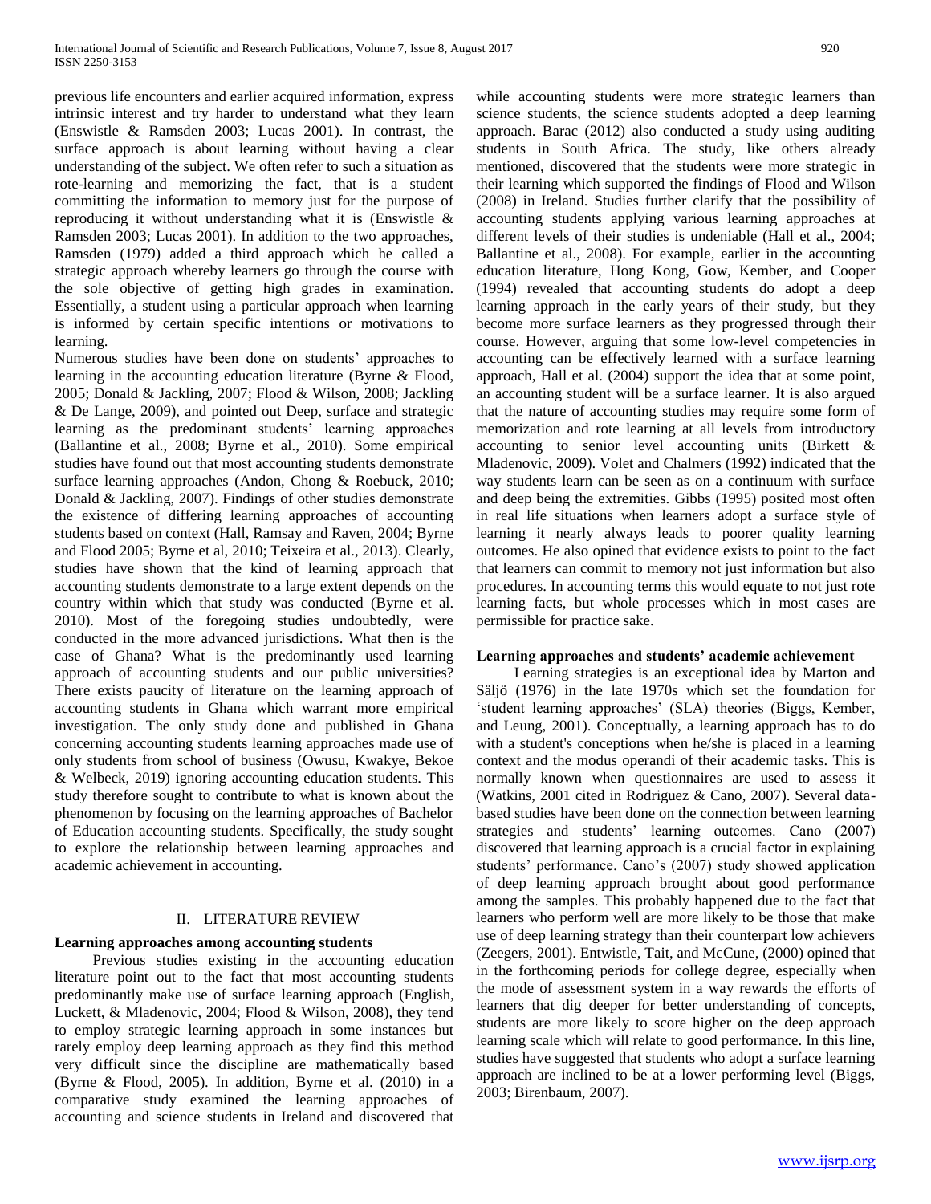previous life encounters and earlier acquired information, express intrinsic interest and try harder to understand what they learn (Enswistle & Ramsden 2003; Lucas 2001). In contrast, the surface approach is about learning without having a clear understanding of the subject. We often refer to such a situation as rote-learning and memorizing the fact, that is a student committing the information to memory just for the purpose of reproducing it without understanding what it is (Enswistle & Ramsden 2003; Lucas 2001). In addition to the two approaches, Ramsden (1979) added a third approach which he called a strategic approach whereby learners go through the course with the sole objective of getting high grades in examination. Essentially, a student using a particular approach when learning is informed by certain specific intentions or motivations to learning.

Numerous studies have been done on students' approaches to learning in the accounting education literature (Byrne & Flood, 2005; Donald & Jackling, 2007; Flood & Wilson, 2008; Jackling & De Lange, 2009), and pointed out Deep, surface and strategic learning as the predominant students' learning approaches (Ballantine et al., 2008; Byrne et al., 2010). Some empirical studies have found out that most accounting students demonstrate surface learning approaches (Andon, Chong & Roebuck, 2010; Donald & Jackling, 2007). Findings of other studies demonstrate the existence of differing learning approaches of accounting students based on context (Hall, Ramsay and Raven, 2004; Byrne and Flood 2005; Byrne et al, 2010; Teixeira et al., 2013). Clearly, studies have shown that the kind of learning approach that accounting students demonstrate to a large extent depends on the country within which that study was conducted (Byrne et al. 2010). Most of the foregoing studies undoubtedly, were conducted in the more advanced jurisdictions. What then is the case of Ghana? What is the predominantly used learning approach of accounting students and our public universities? There exists paucity of literature on the learning approach of accounting students in Ghana which warrant more empirical investigation. The only study done and published in Ghana concerning accounting students learning approaches made use of only students from school of business (Owusu, Kwakye, Bekoe & Welbeck, 2019) ignoring accounting education students. This study therefore sought to contribute to what is known about the phenomenon by focusing on the learning approaches of Bachelor of Education accounting students. Specifically, the study sought to explore the relationship between learning approaches and academic achievement in accounting.

## II. LITERATURE REVIEW

### Learning approaches among accounting students

Previous studies existing in the accounting education literature point out to the fact that most accounting students predominantly make use of surface learning approach (English, Luckett, & Mladenovic, 2004; Flood & Wilson, 2008), they tend to employ strategic learning approach in some instances but rarely employ deep learning approach as they find this method very difficult since the discipline are mathematically based (Byrne & Flood, 2005). In addition, Byrne et al. (2010) in a comparative study examined the learning approaches of accounting and science students in Ireland and discovered that while accounting students were more strategic learners than science students, the science students adopted a deep learning approach. Barac (2012) also conducted a study using auditing students in South Africa. The study, like others already mentioned, discovered that the students were more strategic in their learning which supported the findings of Flood and Wilson (2008) in Ireland. Studies further clarify that the possibility of accounting students applying various learning approaches at different levels of their studies is undeniable (Hall et al., 2004; Ballantine et al., 2008). For example, earlier in the accounting education literature, Hong Kong, Gow, Kember, and Cooper (1994) revealed that accounting students do adopt a deep learning approach in the early years of their study, but they become more surface learners as they progressed through their course. However, arguing that some low-level competencies in accounting can be effectively learned with a surface learning approach, Hall et al. (2004) support the idea that at some point, an accounting student will be a surface learner. It is also argued that the nature of accounting studies may require some form of memorization and rote learning at all levels from introductory accounting to senior level accounting units (Birkett & Mladenovic, 2009). Volet and Chalmers (1992) indicated that the way students learn can be seen as on a continuum with surface and deep being the extremities. Gibbs (1995) posited most often in real life situations when learners adopt a surface style of learning it nearly always leads to poorer quality learning outcomes. He also opined that evidence exists to point to the fact that learners can commit to memory not just information but also procedures. In accounting terms this would equate to not just rote learning facts, but whole processes which in most cases are permissible for practice sake.

### Learning approaches and students' academic achievement

Learning strategies is an exceptional idea by Marton and Säljö (1976) in the late 1970s which set the foundation for 'student learning approaches' (SLA) theories (Biggs, Kember, and Leung, 2001). Conceptually, a learning approach has to do with a student's conceptions when he/she is placed in a learning context and the modus operandi of their academic tasks. This is normally known when questionnaires are used to assess it (Watkins, 2001 cited in Rodriguez & Cano, 2007). Several data-based studies have been done on the connection between learning strategies and students' learning outcomes. Cano (2007) discovered that learning approach is a crucial factor in explaining students' performance. Cano's (2007) study showed good application of deep learning approach brought about good performance among the samples. This probably happened due to the fact that learners who perform well are more likely to be those that make use of deep learning strategy than their counterpart low achievers (Zeegers, 2001). Entwistle, Tait, and McCune, (2000) opined that in the forthcoming periods for college degree, especially when the mode of assessment system in a way rewards the efforts of learners that dig deeper for better understanding of concepts, students are more likely to score higher on the deep approach learning scale which will relate to good performance. In this line, studies have suggested that students who adopt a surface learning approach are inclined to be at a lower performing level (Biggs, 2003; Birenbaum, 2007).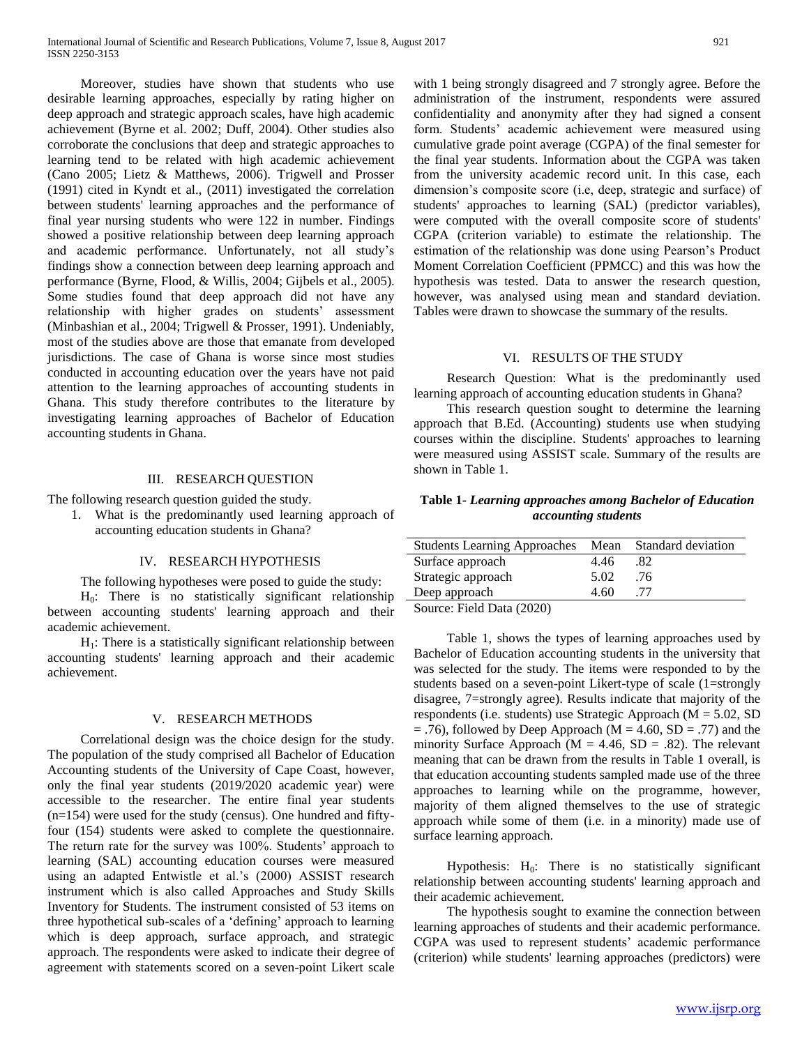Moreover, studies have shown that students who use desirable learning approaches, especially by rating higher on deep approach and strategic approach scales, have high academic achievement (Byrne et al. 2002; Duff, 2004). Other studies also corroborate the conclusions that deep and strategic approaches to learning tend to be related with high academic achievement (Cano 2005; Lietz & Matthews, 2006). Trigwell and Prosser (1991) cited in Kyndt et al., (2011) investigated the correlation between students' learning approaches and the performance of final year nursing students who were 122 in number. Findings showed a positive relationship between deep learning approach and academic performance. Unfortunately, not all study's findings show a connection between deep learning approach and performance (Byrne, Flood, & Willis, 2004; Gijbels et al., 2005). Some studies found that deep approach did not have any relationship with higher grades on students' assessment (Minbashian et al., 2004; Trigwell & Prosser, 1991). Undeniably, most of the studies above are those that emanate from developed jurisdictions. The case of Ghana is worse since most studies conducted in accounting education over the years have not paid attention to the learning approaches of accounting students in Ghana. This study therefore contributes to the literature by investigating learning approaches of Bachelor of Education accounting students in Ghana.

## III. RESEARCH QUESTION

The following research question guided the study.

1. What is the predominantly used learning approach of accounting education students in Ghana?

## IV. RESEARCH HYPOTHESIS

The following hypotheses were posed to guide the study:

$H_0$: There is no statistically significant relationship between accounting students' learning approach and their academic achievement.

$H_1$: There is a statistically significant relationship between accounting students' learning approach and their academic achievement.

## V. RESEARCH METHODS

Correlational design was the choice design for the study. The population of the study comprised all Bachelor of Education Accounting students of the University of Cape Coast, however, only the final year students (2019/2020 academic year) were accessible to the researcher. The entire final year students (n=154) were used for the study (census). One hundred and fifty-four (154) students were asked to complete the questionnaire. The return rate for the survey was 100%. Students' approach to learning (SAL) accounting education courses were measured using an adapted Entwistle et al.'s (2000) ASSIST research instrument which is also called Approaches and Study Skills Inventory for Students. The instrument consisted of 53 items on three hypothetical sub-scales of a 'defining' approach to learning which is deep approach, surface approach, and strategic approach. The respondents were asked to indicate their degree of agreement with statements scored on a seven-point Likert scale with 1 being strongly disagreed and 7 strongly agree. Before the administration of the instrument, respondents were assured confidentiality and anonymity after they had signed a consent form. Students' academic achievement were measured using cumulative grade point average (CGPA) of the final semester for the final year students. Information about the CGPA was taken from the university academic record unit. In this case, each dimension's composite score (i.e, deep, strategic and surface) of students' approaches to learning (SAL) (predictor variables), were computed with the overall composite score of students' CGPA (criterion variable) to estimate the relationship. The estimation of the relationship was done using Pearson's Product Moment Correlation Coefficient (PPMCC) and this was how the hypothesis was tested. Data to answer the research question, however, was analysed using mean and standard deviation. Tables were drawn to showcase the summary of the results.

## VI. RESULTS OF THE STUDY

Research Question: What is the predominantly used learning approach of accounting education students in Ghana?

This research question sought to determine the learning approach that B.Ed. (Accounting) students use when studying courses within the discipline. Students' approaches to learning were measured using ASSIST scale. Summary of the results are shown in Table 1.

**Table 1-** ***Learning approaches among Bachelor of Education accounting students***

| Students Learning Approaches | Mean | Standard deviation |
|---|---|---|
| Surface approach | 4.46 | .82 |
| Strategic approach | 5.02 | .76 |
| Deep approach | 4.60 | .77 |

Source: Field Data (2020)

Table 1, shows the types of learning approaches used by Bachelor of Education accounting students in the university that was selected for the study. The items were responded to by the students based on a seven-point Likert-type of scale (1=strongly disagree, 7=strongly agree). Results indicate that majority of the respondents (i.e. students) use Strategic Approach ($M = 5.02$, $SD = .76$), followed by Deep Approach ($M = 4.60$, $SD = .77$) and the minority Surface Approach ($M = 4.46$, $SD = .82$). The relevant meaning that can be drawn from the results in Table 1 overall, is that education accounting students sampled made use of the three approaches to learning while on the programme, however, majority of them aligned themselves to the use of strategic approach while some of them (i.e. in a minority) made use of surface learning approach.

Hypothesis: $H_0$: There is no statistically significant relationship between accounting students' learning approach and their academic achievement.

The hypothesis sought to examine the connection between learning approaches of students and their academic performance. CGPA was used to represent students' academic performance (criterion) while students' learning approaches (predictors) were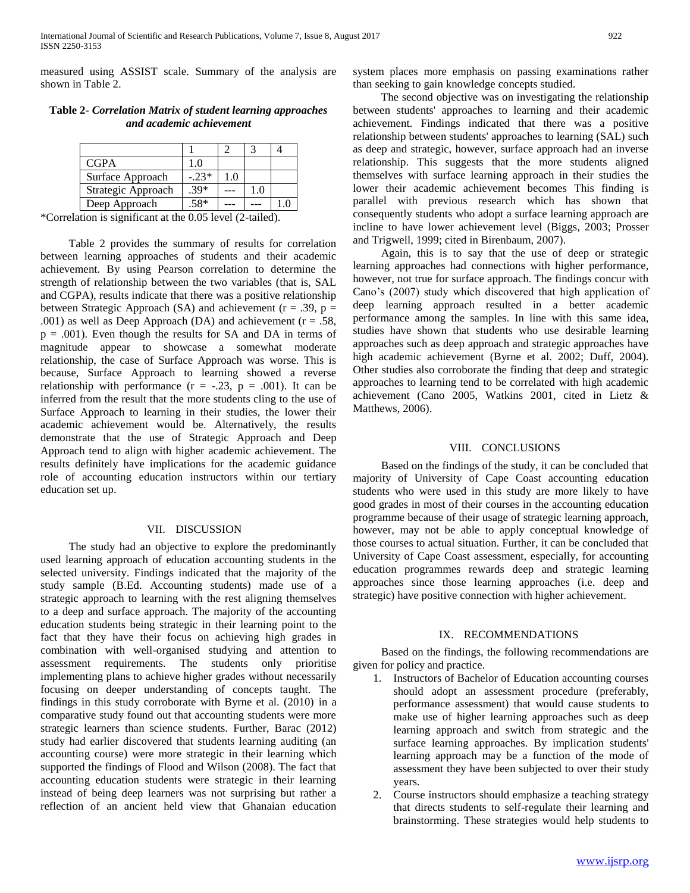measured using ASSIST scale. Summary of the analysis are shown in Table 2.

**Table 2- *Correlation Matrix of student learning approaches and academic achievement***

| | 1 | 2 | 3 | 4 |
|---|---|---|---|---|
| CGPA | 1.0 | | | |
| Surface Approach | -.23* | 1.0 | | |
| Strategic Approach | .39* | --- | 1.0 | |
| Deep Approach | .58* | --- | --- | 1.0 |

*Correlation is significant at the 0.05 level (2-tailed).

Table 2 provides the summary of results for correlation between learning approaches of students and their academic achievement. By using Pearson correlation to determine the strength of relationship between the two variables (that is, SAL and CGPA), results indicate that there was a positive relationship between Strategic Approach (SA) and achievement ($r = .39$, $p = .001$) as well as Deep Approach (DA) and achievement ($r = .58$, $p = .001$). Even though the results for SA and DA in terms of magnitude appear to showcase a somewhat moderate relationship, the case of Surface Approach was worse. This is because, Surface Approach to learning showed a reverse relationship with performance ($r = -.23$, $p = .001$). It can be inferred from the result that the more students cling to the use of Surface Approach to learning in their studies, the lower their academic achievement would be. Alternatively, the results demonstrate that the use of Strategic Approach and Deep Approach tend to align with higher academic achievement. The results definitely have implications for the academic guidance role of accounting education instructors within our tertiary education set up.

## VII. DISCUSSION

The study had an objective to explore the predominantly used learning approach of education accounting students in the selected university. Findings indicated that the majority of the study sample (B.Ed. Accounting students) made use of a strategic approach to learning with the rest aligning themselves to a deep and surface approach. The majority of the accounting education students being strategic in their learning point to the fact that they have their focus on achieving high grades in combination with well-organised studying and attention to assessment requirements. The students only prioritise implementing plans to achieve higher grades without necessarily focusing on deeper understanding of concepts taught. The findings in this study corroborate with Byrne et al. (2010) in a comparative study found out that accounting students were more strategic learners than science students. Further, Barac (2012) study had earlier discovered that students learning auditing (an accounting course) were more strategic in their learning which supported the findings of Flood and Wilson (2008). The fact that accounting education students were strategic in their learning instead of being deep learners was not surprising but rather a reflection of an ancient held view that Ghanaian education system places more emphasis on passing examinations rather than seeking to gain knowledge concepts studied.

The second objective was on investigating the relationship between students' approaches to learning and their academic achievement. Findings indicated that there was a positive relationship between students' approaches to learning (SAL) such as deep and strategic, however, surface approach had an inverse relationship. This suggests that the more students aligned themselves with surface learning approach in their studies the lower their academic achievement becomes This finding is parallel with previous research which has shown that consequently students who adopt a surface learning approach are incline to have lower achievement level (Biggs, 2003; Prosser and Trigwell, 1999; cited in Birenbaum, 2007).

Again, this is to say that the use of deep or strategic learning approaches had connections with higher performance, however, not true for surface approach. The findings concur with Cano's (2007) study which discovered that high application of deep learning approach resulted in a better academic performance among the samples. In line with this same idea, studies have shown that students who use desirable learning approaches such as deep approach and strategic approaches have high academic achievement (Byrne et al. 2002; Duff, 2004). Other studies also corroborate the finding that deep and strategic approaches to learning tend to be correlated with high academic achievement (Cano 2005, Watkins 2001, cited in Lietz & Matthews, 2006).

## VIII. CONCLUSIONS

Based on the findings of the study, it can be concluded that majority of University of Cape Coast accounting education students who were used in this study are more likely to have good grades in most of their courses in the accounting education programme because of their usage of strategic learning approach, however, may not be able to apply conceptual knowledge of those courses to actual situation. Further, it can be concluded that University of Cape Coast assessment, especially, for accounting education programmes rewards deep and strategic learning approaches since those learning approaches (i.e. deep and strategic) have positive connection with higher achievement.

## IX. RECOMMENDATIONS

Based on the findings, the following recommendations are given for policy and practice.

1. Instructors of Bachelor of Education accounting courses should adopt an assessment procedure (preferably, performance assessment) that would cause students to make use of higher learning approaches such as deep learning approach and switch from strategic and the surface learning approaches. By implication students' learning approach may be a function of the mode of assessment they have been subjected to over their study years.
2. Course instructors should emphasize a teaching strategy that directs students to self-regulate their learning and brainstorming. These strategies would help students to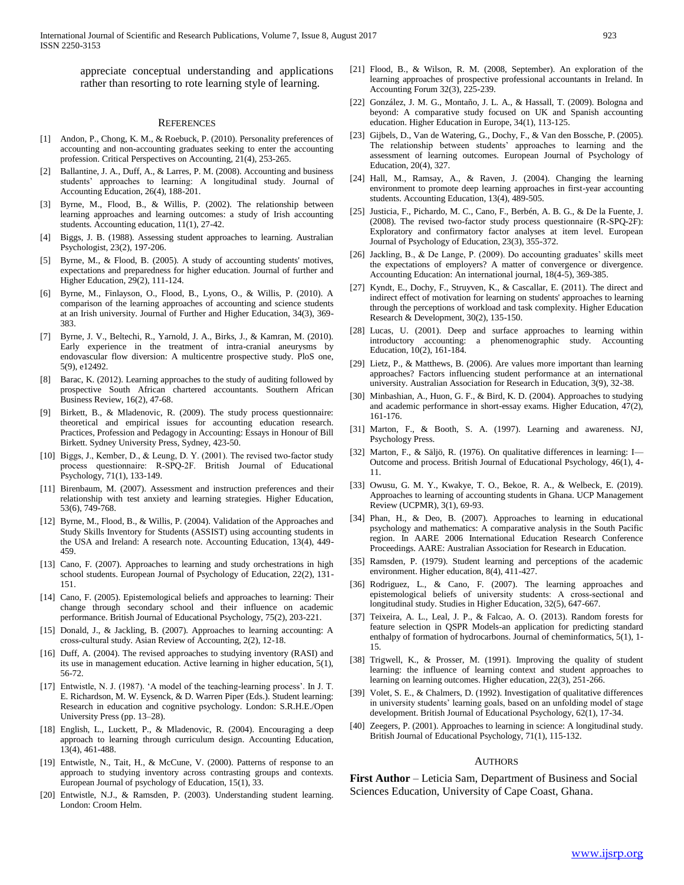appreciate conceptual understanding and applications rather than resorting to rote learning style of learning.

## REFERENCES

[1] Andon, P., Chong, K. M., & Roebuck, P. (2010). Personality preferences of accounting and non-accounting graduates seeking to enter the accounting profession. Critical Perspectives on Accounting, 21(4), 253-265.

[2] Ballantine, J. A., Duff, A., & Larres, P. M. (2008). Accounting and business students' approaches to learning: A longitudinal study. Journal of Accounting Education, 26(4), 188-201.

[3] Byrne, M., Flood, B., & Willis, P. (2002). The relationship between learning approaches and learning outcomes: a study of Irish accounting students. Accounting education, 11(1), 27-42.

[4] Biggs, J. B. (1988). Assessing student approaches to learning. Australian Psychologist, 23(2), 197-206.

[5] Byrne, M., & Flood, B. (2005). A study of accounting students' motives, expectations and preparedness for higher education. Journal of further and Higher Education, 29(2), 111-124.

[6] Byrne, M., Finlayson, O., Flood, B., Lyons, O., & Willis, P. (2010). A comparison of the learning approaches of accounting and science students at an Irish university. Journal of Further and Higher Education, 34(3), 369-383.

[7] Byrne, J. V., Beltechi, R., Yarnold, J. A., Birks, J., & Kamran, M. (2010). Early experience in the treatment of intra-cranial aneurysms by endovascular flow diversion: A multicentre prospective study. PloS one, 5(9), e12492.

[8] Barac, K. (2012). Learning approaches to the study of auditing followed by prospective South African chartered accountants. Southern African Business Review, 16(2), 47-68.

[9] Birkett, B., & Mladenovic, R. (2009). The study process questionnaire: theoretical and empirical issues for accounting education research. Practices, Profession and Pedagogy in Accounting: Essays in Honour of Bill Birkett. Sydney University Press, Sydney, 423-50.

[10] Biggs, J., Kember, D., & Leung, D. Y. (2001). The revised two-factor study process questionnaire: R-SPQ-2F. British Journal of Educational Psychology, 71(1), 133-149.

[11] Birenbaum, M. (2007). Assessment and instruction preferences and their relationship with test anxiety and learning strategies. Higher Education, 53(6), 749-768.

[12] Byrne, M., Flood, B., & Willis, P. (2004). Validation of the Approaches and Study Skills Inventory for Students (ASSIST) using accounting students in the USA and Ireland: A research note. Accounting Education, 13(4), 449-459.

[13] Cano, F. (2007). Approaches to learning and study orchestrations in high school students. European Journal of Psychology of Education, 22(2), 131-151.

[14] Cano, F. (2005). Epistemological beliefs and approaches to learning: Their change through secondary school and their influence on academic performance. British Journal of Educational Psychology, 75(2), 203-221.

[15] Donald, J., & Jackling, B. (2007). Approaches to learning accounting: A cross-cultural study. Asian Review of Accounting, 2(2), 12-18.

[16] Duff, A. (2004). The revised approaches to studying inventory (RASI) and its use in management education. Active learning in higher education, 5(1), 56-72.

[17] Entwistle, N. J. (1987). 'A model of the teaching-learning process'. In J. T. E. Richardson, M. W. Eysenck, & D. Warren Piper (Eds.). Student learning: Research in education and cognitive psychology. London: S.R.H.E./Open University Press (pp. 13–28).

[18] English, L., Luckett, P., & Mladenovic, R. (2004). Encouraging a deep approach to learning through curriculum design. Accounting Education, 13(4), 461-488.

[19] Entwistle, N., Tait, H., & McCune, V. (2000). Patterns of response to an approach to studying inventory across contrasting groups and contexts. European Journal of psychology of Education, 15(1), 33.

[20] Entwistle, N.J., & Ramsden, P. (2003). Understanding student learning. London: Croom Helm.

[21] Flood, B., & Wilson, R. M. (2008, September). An exploration of the learning approaches of prospective professional accountants in Ireland. In Accounting Forum 32(3), 225-239.

[22] González, J. M. G., Montaño, J. L. A., & Hassall, T. (2009). Bologna and beyond: A comparative study focused on UK and Spanish accounting education. Higher Education in Europe, 34(1), 113-125.

[23] Gijbels, D., Van de Watering, G., Dochy, F., & Van den Bossche, P. (2005). The relationship between students' approaches to learning and the assessment of learning outcomes. European Journal of Psychology of Education, 20(4), 327.

[24] Hall, M., Ramsay, A., & Raven, J. (2004). Changing the learning environment to promote deep learning approaches in first-year accounting students. Accounting Education, 13(4), 489-505.

[25] Justicia, F., Pichardo, M. C., Cano, F., Berbén, A. B. G., & De la Fuente, J. (2008). The revised two-factor study process questionnaire (R-SPQ-2F): Exploratory and confirmatory factor analyses at item level. European Journal of Psychology of Education, 23(3), 355-372.

[26] Jackling, B., & De Lange, P. (2009). Do accounting graduates' skills meet the expectations of employers? A matter of convergence or divergence. Accounting Education: An international journal, 18(4-5), 369-385.

[27] Kyndt, E., Dochy, F., Struyven, K., & Cascallar, E. (2011). The direct and indirect effect of motivation for learning on students' approaches to learning through the perceptions of workload and task complexity. Higher Education Research & Development, 30(2), 135-150.

[28] Lucas, U. (2001). Deep and surface approaches to learning within introductory accounting: a phenomenographic study. Accounting Education, 10(2), 161-184.

[29] Lietz, P., & Matthews, B. (2006). Are values more important than learning approaches? Factors influencing student performance at an international university. Australian Association for Research in Education, 3(9), 32-38.

[30] Minbashian, A., Huon, G. F., & Bird, K. D. (2004). Approaches to studying and academic performance in short-essay exams. Higher Education, 47(2), 161-176.

[31] Marton, F., & Booth, S. A. (1997). Learning and awareness. NJ, Psychology Press.

[32] Marton, F., & Säljö, R. (1976). On qualitative differences in learning: I—Outcome and process. British Journal of Educational Psychology, 46(1), 4-11.

[33] Owusu, G. M. Y., Kwakye, T. O., Bekoe, R. A., & Welbeck, E. (2019). Approaches to learning of accounting students in Ghana. UCP Management Review (UCPMR), 3(1), 69-93.

[34] Phan, H., & Deo, B. (2007). Approaches to learning in educational psychology and mathematics: A comparative analysis in the South Pacific region. In AARE 2006 International Education Research Conference Proceedings. AARE: Australian Association for Research in Education.

[35] Ramsden, P. (1979). Student learning and perceptions of the academic environment. Higher education, 8(4), 411-427.

[36] Rodriguez, L., & Cano, F. (2007). The learning approaches and epistemological beliefs of university students: A cross-sectional and longitudinal study. Studies in Higher Education, 32(5), 647-667.

[37] Teixeira, A. L., Leal, J. P., & Falcao, A. O. (2013). Random forests for feature selection in QSPR Models-an application for predicting standard enthalpy of formation of hydrocarbons. Journal of cheminformatics, 5(1), 1-15.

[38] Trigwell, K., & Prosser, M. (1991). Improving the quality of student learning: the influence of learning context and student approaches to learning on learning outcomes. Higher education, 22(3), 251-266.

[39] Volet, S. E., & Chalmers, D. (1992). Investigation of qualitative differences in university students' learning goals, based on an unfolding model of stage development. British Journal of Educational Psychology, 62(1), 17-34.

[40] Zeegers, P. (2001). Approaches to learning in science: A longitudinal study. British Journal of Educational Psychology, 71(1), 115-132.

## AUTHORS

**First Author** – Leticia Sam, Department of Business and Social Sciences Education, University of Cape Coast, Ghana.